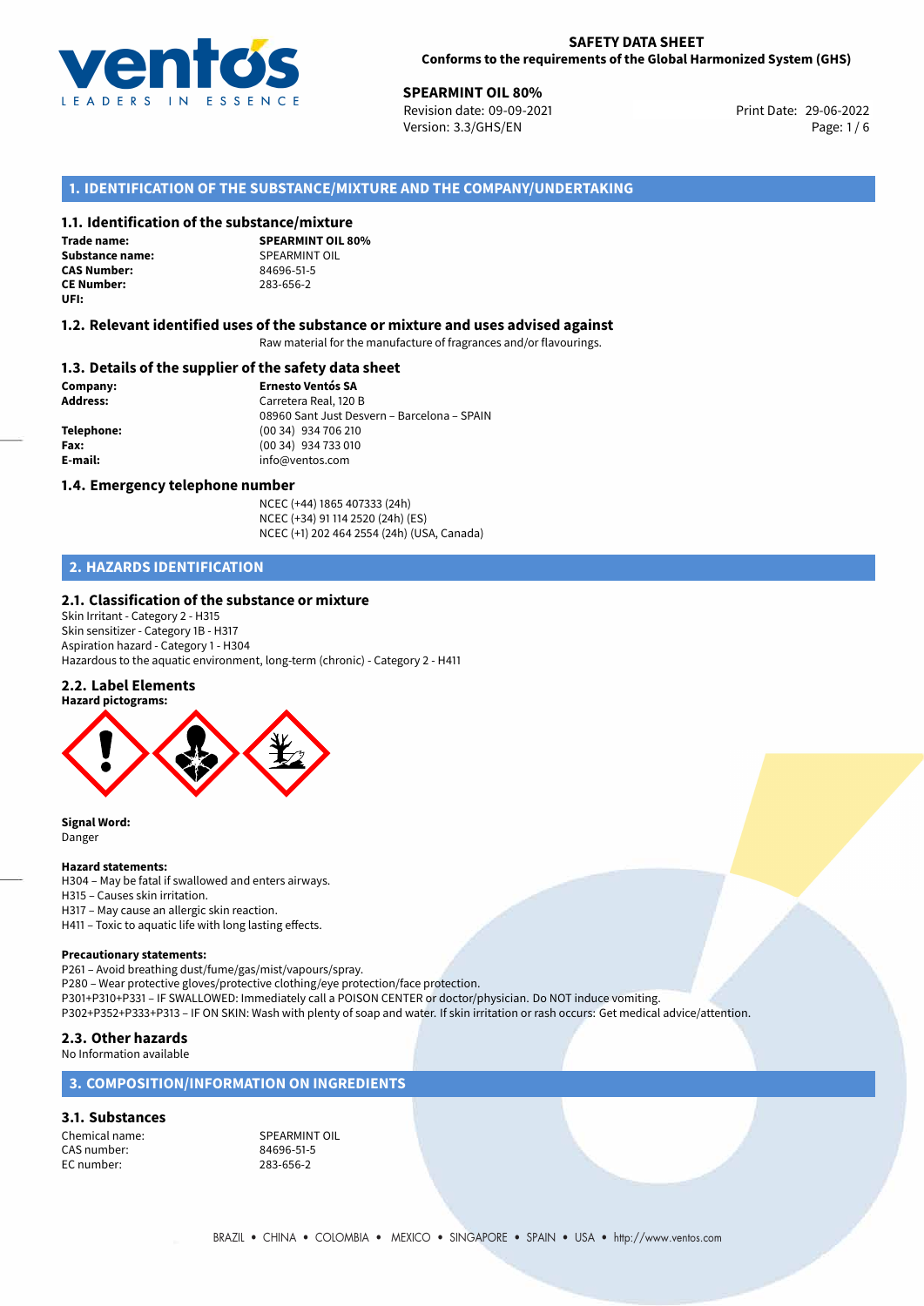**SAFETY DATA SHEET**
**Conforms to the requirements of the Global Harmonized System (GHS)**

**SPEARMINT OIL 80%**
Revision date: 09-09-2021
Version: 3.3/GHS/EN
Print Date: 29-06-2022

## 1. IDENTIFICATION OF THE SUBSTANCE/MIXTURE AND THE COMPANY/UNDERTAKING

### 1.1. Identification of the substance/mixture

| | |
|---|---|
| **Trade name:** | **SPEARMINT OIL 80%** |
| **Substance name:** | SPEARMINT OIL |
| **CAS Number:** | 84696-51-5 |
| **CE Number:** | 283-656-2 |
| **UFI:** | |

### 1.2. Relevant identified uses of the substance or mixture and uses advised against

Raw material for the manufacture of fragrances and/or flavourings.

### 1.3. Details of the supplier of the safety data sheet

| | |
|---|---|
| **Company:** | **Ernesto Ventós SA** |
| **Address:** | Carretera Real, 120 B<br>08960 Sant Just Desvern – Barcelona – SPAIN |
| **Telephone:** | (00 34) 934 706 210 |
| **Fax:** | (00 34) 934 733 010 |
| **E-mail:** | info@ventos.com |

### 1.4. Emergency telephone number

NCEC (+44) 1865 407333 (24h)
NCEC (+34) 91 114 2520 (24h) (ES)
NCEC (+1) 202 464 2554 (24h) (USA, Canada)

## 2. HAZARDS IDENTIFICATION

### 2.1. Classification of the substance or mixture

Skin Irritant - Category 2 - H315
Skin sensitizer - Category 1B - H317
Aspiration hazard - Category 1 - H304
Hazardous to the aquatic environment, long-term (chronic) - Category 2 - H411

### 2.2. Label Elements

**Hazard pictograms:**

**Signal Word:**
Danger

**Hazard statements:**
H304 – May be fatal if swallowed and enters airways.
H315 – Causes skin irritation.
H317 – May cause an allergic skin reaction.
H411 – Toxic to aquatic life with long lasting effects.

**Precautionary statements:**
P261 – Avoid breathing dust/fume/gas/mist/vapours/spray.
P280 – Wear protective gloves/protective clothing/eye protection/face protection.
P301+P310+P331 – IF SWALLOWED: Immediately call a POISON CENTER or doctor/physician. Do NOT induce vomiting.
P302+P352+P333+P313 – IF ON SKIN: Wash with plenty of soap and water. If skin irritation or rash occurs: Get medical advice/attention.

### 2.3. Other hazards

No Information available

## 3. COMPOSITION/INFORMATION ON INGREDIENTS

### 3.1. Substances

| | |
|---|---|
| Chemical name: | SPEARMINT OIL |
| CAS number: | 84696-51-5 |
| EC number: | 283-656-2 |

BRAZIL • CHINA • COLOMBIA • MEXICO • SINGAPORE • SPAIN • USA • http://www.ventos.com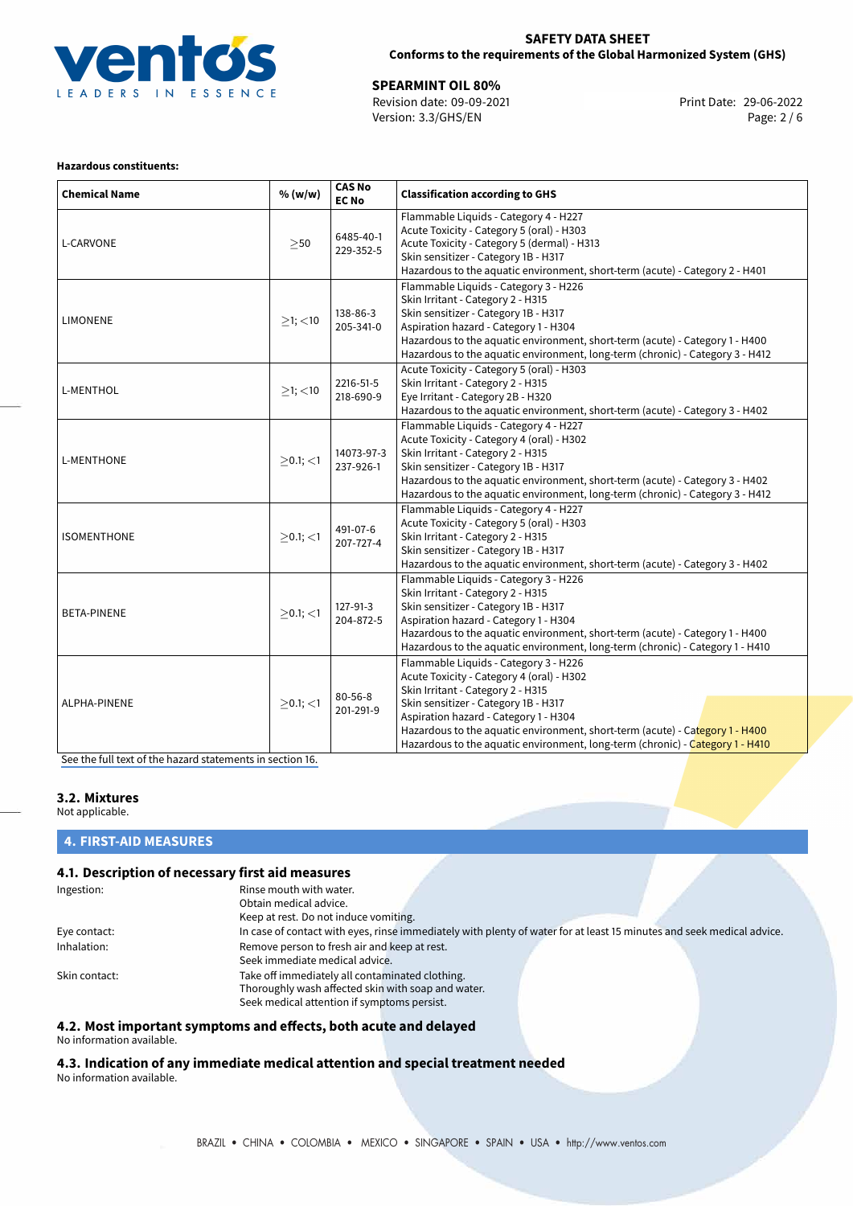**Hazardous constituents:**

| Chemical Name | % (w/w) | CAS No<br>EC No | Classification according to GHS |
|---|---|---|---|
| L-CARVONE | ≥50 | 6485-40-1<br>229-352-5 | Flammable Liquids - Category 4 - H227<br>Acute Toxicity - Category 5 (oral) - H303<br>Acute Toxicity - Category 5 (dermal) - H313<br>Skin sensitizer - Category 1B - H317<br>Hazardous to the aquatic environment, short-term (acute) - Category 2 - H401 |
| LIMONENE | ≥1; <10 | 138-86-3<br>205-341-0 | Flammable Liquids - Category 3 - H226<br>Skin Irritant - Category 2 - H315<br>Skin sensitizer - Category 1B - H317<br>Aspiration hazard - Category 1 - H304<br>Hazardous to the aquatic environment, short-term (acute) - Category 1 - H400<br>Hazardous to the aquatic environment, long-term (chronic) - Category 3 - H412 |
| L-MENTHOL | ≥1; <10 | 2216-51-5<br>218-690-9 | Acute Toxicity - Category 5 (oral) - H303<br>Skin Irritant - Category 2 - H315<br>Eye Irritant - Category 2B - H320<br>Hazardous to the aquatic environment, short-term (acute) - Category 3 - H402 |
| L-MENTHONE | ≥0.1; <1 | 14073-97-3<br>237-926-1 | Flammable Liquids - Category 4 - H227<br>Acute Toxicity - Category 4 (oral) - H302<br>Skin Irritant - Category 2 - H315<br>Skin sensitizer - Category 1B - H317<br>Hazardous to the aquatic environment, short-term (acute) - Category 3 - H402<br>Hazardous to the aquatic environment, long-term (chronic) - Category 3 - H412 |
| ISOMENTHONE | ≥0.1; <1 | 491-07-6<br>207-727-4 | Flammable Liquids - Category 4 - H227<br>Acute Toxicity - Category 5 (oral) - H303<br>Skin Irritant - Category 2 - H315<br>Skin sensitizer - Category 1B - H317<br>Hazardous to the aquatic environment, short-term (acute) - Category 3 - H402 |
| BETA-PINENE | ≥0.1; <1 | 127-91-3<br>204-872-5 | Flammable Liquids - Category 3 - H226<br>Skin Irritant - Category 2 - H315<br>Skin sensitizer - Category 1B - H317<br>Aspiration hazard - Category 1 - H304<br>Hazardous to the aquatic environment, short-term (acute) - Category 1 - H400<br>Hazardous to the aquatic environment, long-term (chronic) - Category 1 - H410 |
| ALPHA-PINENE | ≥0.1; <1 | 80-56-8<br>201-291-9 | Flammable Liquids - Category 3 - H226<br>Acute Toxicity - Category 4 (oral) - H302<br>Skin Irritant - Category 2 - H315<br>Skin sensitizer - Category 1B - H317<br>Aspiration hazard - Category 1 - H304<br>Hazardous to the aquatic environment, short-term (acute) - Category 1 - H400<br>Hazardous to the aquatic environment, long-term (chronic) - Category 1 - H410 |

See the full text of the hazard statements in section 16.

### 3.2. Mixtures

Not applicable.

## 4. FIRST-AID MEASURES

### 4.1. Description of necessary first aid measures

| | |
|---|---|
| Ingestion: | Rinse mouth with water.<br>Obtain medical advice.<br>Keep at rest. Do not induce vomiting. |
| Eye contact: | In case of contact with eyes, rinse immediately with plenty of water for at least 15 minutes and seek medical advice. |
| Inhalation: | Remove person to fresh air and keep at rest.<br>Seek immediate medical advice. |
| Skin contact: | Take off immediately all contaminated clothing.<br>Thoroughly wash affected skin with soap and water.<br>Seek medical attention if symptoms persist. |

### 4.2. Most important symptoms and effects, both acute and delayed

No information available.

### 4.3. Indication of any immediate medical attention and special treatment needed

No information available.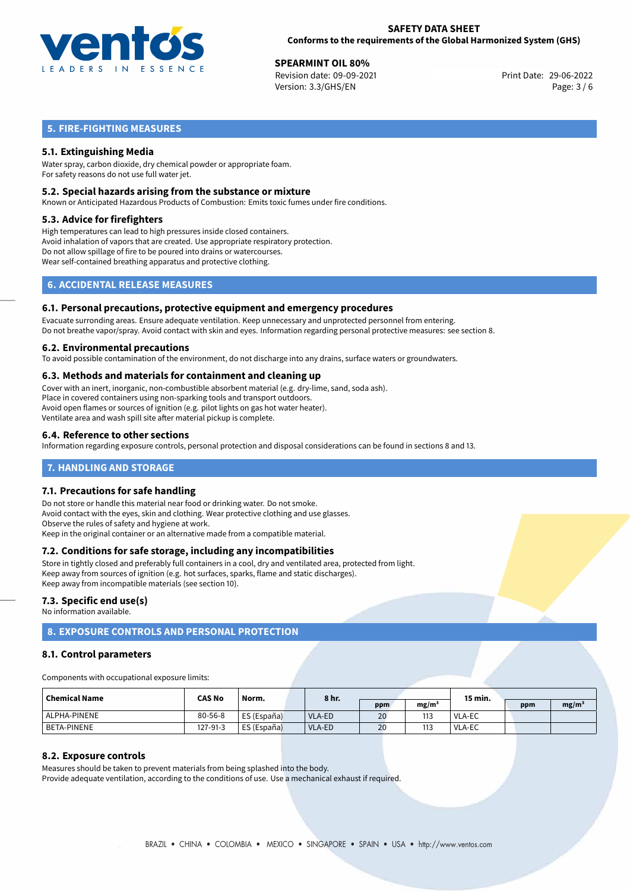## 5. FIRE-FIGHTING MEASURES

### 5.1. Extinguishing Media

Water spray, carbon dioxide, dry chemical powder or appropriate foam.
For safety reasons do not use full water jet.

### 5.2. Special hazards arising from the substance or mixture

Known or Anticipated Hazardous Products of Combustion: Emits toxic fumes under fire conditions.

### 5.3. Advice for firefighters

High temperatures can lead to high pressures inside closed containers.
Avoid inhalation of vapors that are created. Use appropriate respiratory protection.
Do not allow spillage of fire to be poured into drains or watercourses.
Wear self-contained breathing apparatus and protective clothing.

## 6. ACCIDENTAL RELEASE MEASURES

### 6.1. Personal precautions, protective equipment and emergency procedures

Evacuate surronding areas. Ensure adequate ventilation. Keep unnecessary and unprotected personnel from entering.
Do not breathe vapor/spray. Avoid contact with skin and eyes. Information regarding personal protective measures: see section 8.

### 6.2. Environmental precautions

To avoid possible contamination of the environment, do not discharge into any drains, surface waters or groundwaters.

### 6.3. Methods and materials for containment and cleaning up

Cover with an inert, inorganic, non-combustible absorbent material (e.g. dry-lime, sand, soda ash).
Place in covered containers using non-sparking tools and transport outdoors.
Avoid open flames or sources of ignition (e.g. pilot lights on gas hot water heater).
Ventilate area and wash spill site after material pickup is complete.

### 6.4. Reference to other sections

Information regarding exposure controls, personal protection and disposal considerations can be found in sections 8 and 13.

## 7. HANDLING AND STORAGE

### 7.1. Precautions for safe handling

Do not store or handle this material near food or drinking water. Do not smoke.
Avoid contact with the eyes, skin and clothing. Wear protective clothing and use glasses.
Observe the rules of safety and hygiene at work.
Keep in the original container or an alternative made from a compatible material.

### 7.2. Conditions for safe storage, including any incompatibilities

Store in tightly closed and preferably full containers in a cool, dry and ventilated area, protected from light.
Keep away from sources of ignition (e.g. hot surfaces, sparks, flame and static discharges).
Keep away from incompatible materials (see section 10).

### 7.3. Specific end use(s)

No information available.

## 8. EXPOSURE CONTROLS AND PERSONAL PROTECTION

### 8.1. Control parameters

Components with occupational exposure limits:

| Chemical Name | CAS No | Norm. | 8 hr. | | | 15 min. | | |
|---|---|---|---|---|---|---|---|---|
| | | | | ppm | mg/m³ | | ppm | mg/m³ |
| ALPHA-PINENE | 80-56-8 | ES (España) | VLA-ED | 20 | 113 | VLA-EC | | |
| BETA-PINENE | 127-91-3 | ES (España) | VLA-ED | 20 | 113 | VLA-EC | | |

### 8.2. Exposure controls

Measures should be taken to prevent materials from being splashed into the body.
Provide adequate ventilation, according to the conditions of use. Use a mechanical exhaust if required.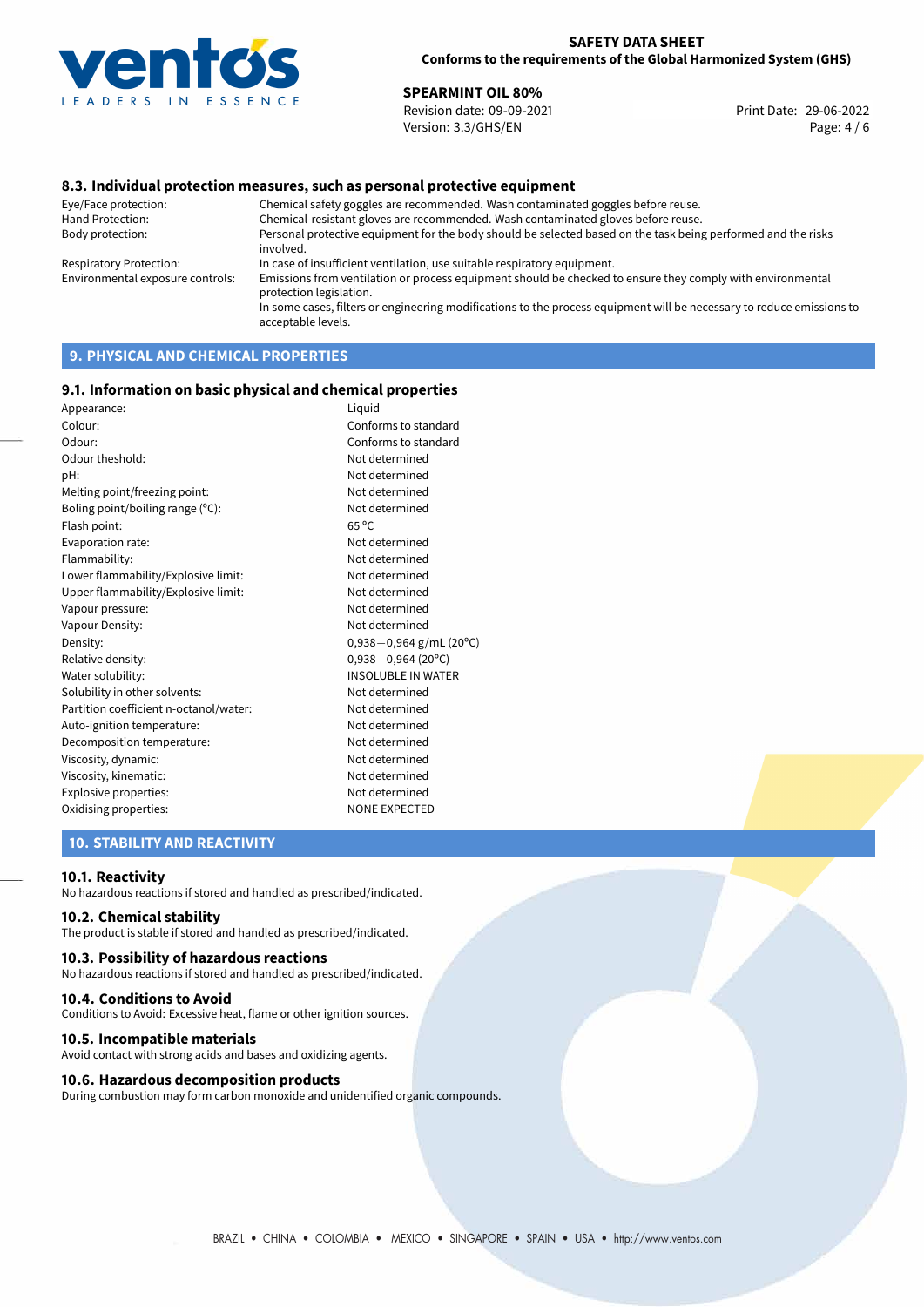### 8.3. Individual protection measures, such as personal protective equipment

| | |
|---|---|
| Eye/Face protection: | Chemical safety goggles are recommended. Wash contaminated goggles before reuse. |
| Hand Protection: | Chemical-resistant gloves are recommended. Wash contaminated gloves before reuse. |
| Body protection: | Personal protective equipment for the body should be selected based on the task being performed and the risks involved. |
| Respiratory Protection: | In case of insufficient ventilation, use suitable respiratory equipment. |
| Environmental exposure controls: | Emissions from ventilation or process equipment should be checked to ensure they comply with environmental protection legislation. In some cases, filters or engineering modifications to the process equipment will be necessary to reduce emissions to acceptable levels. |

## 9. PHYSICAL AND CHEMICAL PROPERTIES

### 9.1. Information on basic physical and chemical properties

| | |
|---|---|
| Appearance: | Liquid |
| Colour: | Conforms to standard |
| Odour: | Conforms to standard |
| Odour theshold: | Not determined |
| pH: | Not determined |
| Melting point/freezing point: | Not determined |
| Boling point/boiling range (°C): | Not determined |
| Flash point: | 65 °C |
| Evaporation rate: | Not determined |
| Flammability: | Not determined |
| Lower flammability/Explosive limit: | Not determined |
| Upper flammability/Explosive limit: | Not determined |
| Vapour pressure: | Not determined |
| Vapour Density: | Not determined |
| Density: | 0,938−0,964 g/mL (20°C) |
| Relative density: | 0,938−0,964 (20°C) |
| Water solubility: | INSOLUBLE IN WATER |
| Solubility in other solvents: | Not determined |
| Partition coefficient n-octanol/water: | Not determined |
| Auto-ignition temperature: | Not determined |
| Decomposition temperature: | Not determined |
| Viscosity, dynamic: | Not determined |
| Viscosity, kinematic: | Not determined |
| Explosive properties: | Not determined |
| Oxidising properties: | NONE EXPECTED |

## 10. STABILITY AND REACTIVITY

### 10.1. Reactivity

No hazardous reactions if stored and handled as prescribed/indicated.

### 10.2. Chemical stability

The product is stable if stored and handled as prescribed/indicated.

### 10.3. Possibility of hazardous reactions

No hazardous reactions if stored and handled as prescribed/indicated.

### 10.4. Conditions to Avoid

Conditions to Avoid: Excessive heat, flame or other ignition sources.

### 10.5. Incompatible materials

Avoid contact with strong acids and bases and oxidizing agents.

### 10.6. Hazardous decomposition products

During combustion may form carbon monoxide and unidentified organic compounds.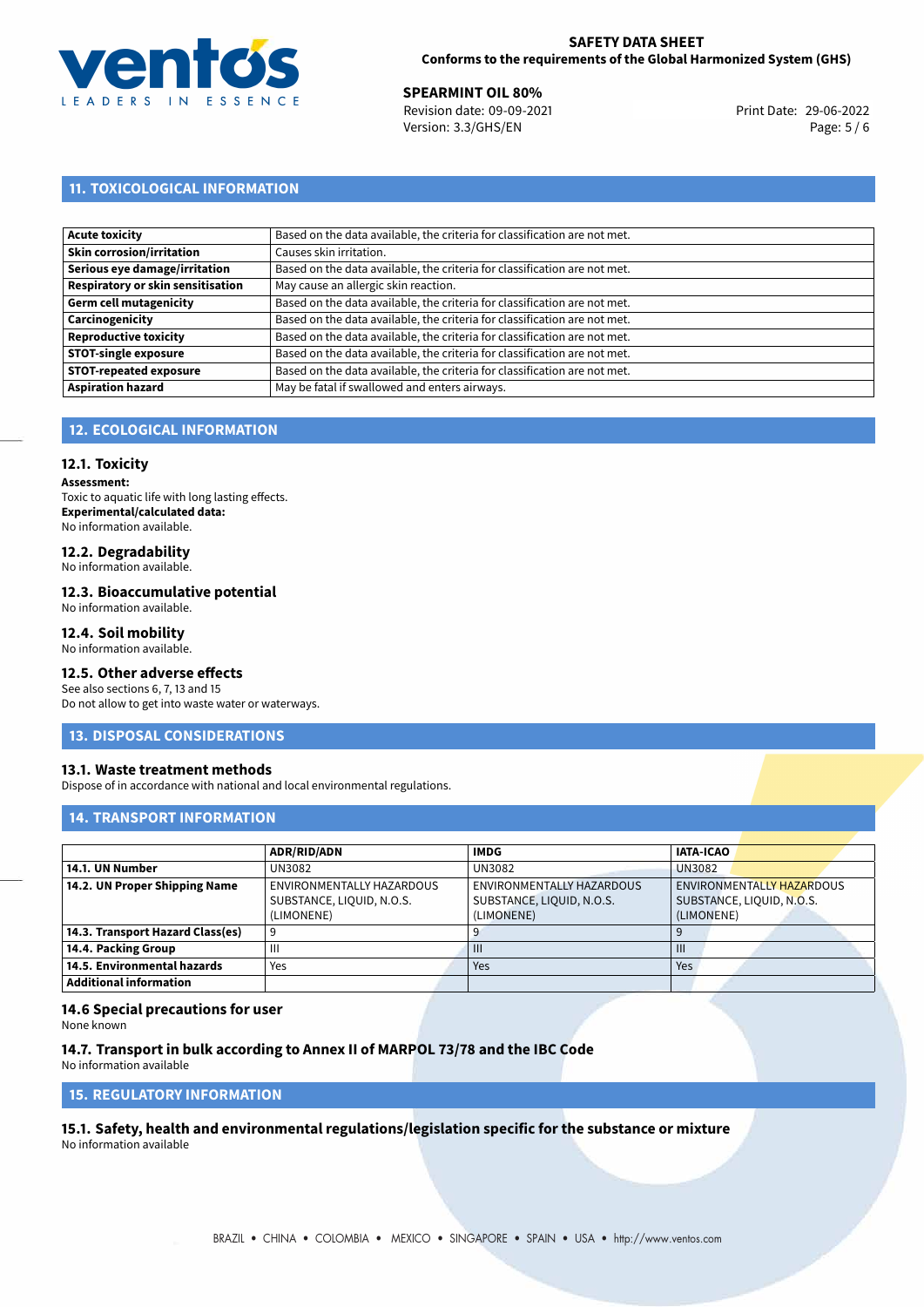## 11. TOXICOLOGICAL INFORMATION

| | |
|---|---|
| **Acute toxicity** | Based on the data available, the criteria for classification are not met. |
| **Skin corrosion/irritation** | Causes skin irritation. |
| **Serious eye damage/irritation** | Based on the data available, the criteria for classification are not met. |
| **Respiratory or skin sensitisation** | May cause an allergic skin reaction. |
| **Germ cell mutagenicity** | Based on the data available, the criteria for classification are not met. |
| **Carcinogenicity** | Based on the data available, the criteria for classification are not met. |
| **Reproductive toxicity** | Based on the data available, the criteria for classification are not met. |
| **STOT-single exposure** | Based on the data available, the criteria for classification are not met. |
| **STOT-repeated exposure** | Based on the data available, the criteria for classification are not met. |
| **Aspiration hazard** | May be fatal if swallowed and enters airways. |

## 12. ECOLOGICAL INFORMATION

### 12.1. Toxicity

**Assessment:**
Toxic to aquatic life with long lasting effects.
**Experimental/calculated data:**
No information available.

### 12.2. Degradability

No information available.

### 12.3. Bioaccumulative potential

No information available.

### 12.4. Soil mobility

No information available.

### 12.5. Other adverse effects

See also sections 6, 7, 13 and 15
Do not allow to get into waste water or waterways.

## 13. DISPOSAL CONSIDERATIONS

### 13.1. Waste treatment methods

Dispose of in accordance with national and local environmental regulations.

## 14. TRANSPORT INFORMATION

| | ADR/RID/ADN | IMDG | IATA-ICAO |
|---|---|---|---|
| **14.1. UN Number** | UN3082 | UN3082 | UN3082 |
| **14.2. UN Proper Shipping Name** | ENVIRONMENTALLY HAZARDOUS SUBSTANCE, LIQUID, N.O.S. (LIMONENE) | ENVIRONMENTALLY HAZARDOUS SUBSTANCE, LIQUID, N.O.S. (LIMONENE) | ENVIRONMENTALLY HAZARDOUS SUBSTANCE, LIQUID, N.O.S. (LIMONENE) |
| **14.3. Transport Hazard Class(es)** | 9 | 9 | 9 |
| **14.4. Packing Group** | III | III | III |
| **14.5. Environmental hazards** | Yes | Yes | Yes |
| **Additional information** | | | |

### 14.6 Special precautions for user

None known

### 14.7. Transport in bulk according to Annex II of MARPOL 73/78 and the IBC Code

No information available

## 15. REGULATORY INFORMATION

### 15.1. Safety, health and environmental regulations/legislation specific for the substance or mixture

No information available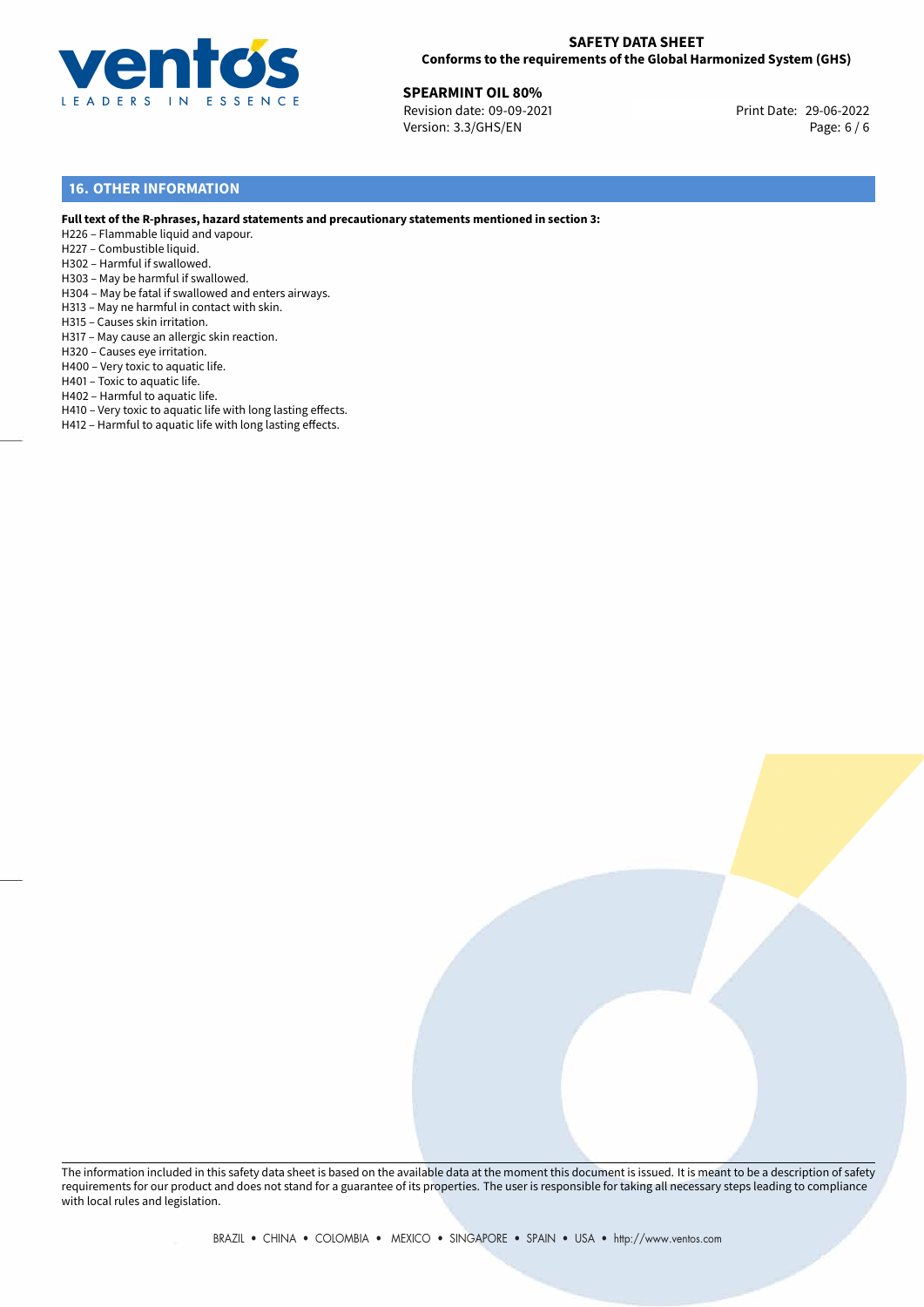## 16. OTHER INFORMATION

**Full text of the R-phrases, hazard statements and precautionary statements mentioned in section 3:**

H226 – Flammable liquid and vapour.
H227 – Combustible liquid.
H302 – Harmful if swallowed.
H303 – May be harmful if swallowed.
H304 – May be fatal if swallowed and enters airways.
H313 – May ne harmful in contact with skin.
H315 – Causes skin irritation.
H317 – May cause an allergic skin reaction.
H320 – Causes eye irritation.
H400 – Very toxic to aquatic life.
H401 – Toxic to aquatic life.
H402 – Harmful to aquatic life.
H410 – Very toxic to aquatic life with long lasting effects.
H412 – Harmful to aquatic life with long lasting effects.

The information included in this safety data sheet is based on the available data at the moment this document is issued. It is meant to be a description of safety requirements for our product and does not stand for a guarantee of its properties. The user is responsible for taking all necessary steps leading to compliance with local rules and legislation.